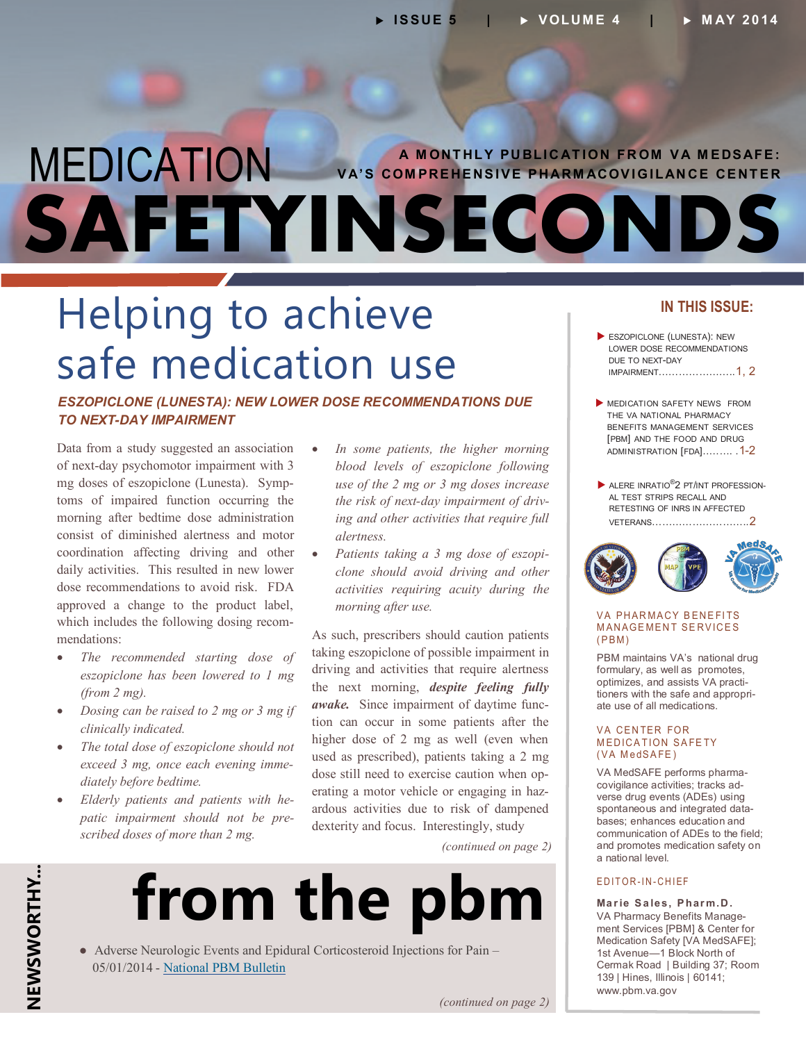# MEDICATION SAFETY IN SECONDS

A MONTHLY PUBLICATION FROM VA MEDSAFE: VA'S COMPREHENSIVE PHARMACOVIGILANCE CENTER

ISSUE 5 | VOLUME 4 | MAY 2014

## Helping to achieve safe medication use

### *ESZOPICLONE (LUNESTA): NEW LOWER DOSE RECOMMENDATIONS DUE TO NEXT-DAY IMPAIRMENT*

Data from a study suggested an association of next-day psychomotor impairment with 3 mg doses of eszopiclone (Lunesta). Symptoms of impaired function occurring the morning after bedtime dose administration consist of diminished alertness and motor coordination affecting driving and other daily activities. This resulted in new lower dose recommendations to avoid risk. FDA approved a change to the product label, which includes the following dosing recommendations:

- *The recommended starting dose of eszopiclone has been lowered to 1 mg (from 2 mg).*
- *Dosing can be raised to 2 mg or 3 mg if clinically indicated.*
- *The total dose of eszopiclone should not exceed 3 mg, once each evening immediately before bedtime.*
- *Elderly patients and patients with hepatic impairment should not be prescribed doses of more than 2 mg.*
- *In some patients, the higher morning blood levels of eszopiclone following use of the 2 mg or 3 mg doses increase the risk of next-day impairment of driving and other activities that require full alertness.*
- *Patients taking a 3 mg dose of eszopiclone should avoid driving and other activities requiring acuity during the morning after use.*

As such, prescribers should caution patients taking eszopiclone of possible impairment in driving and activities that require alertness the next morning, ***despite feeling fully awake.*** Since impairment of daytime function can occur in some patients after the higher dose of 2 mg as well (even when used as prescribed), patients taking a 2 mg dose still need to exercise caution when operating a motor vehicle or engaging in hazardous activities due to risk of dampened dexterity and focus. Interestingly, study

*(continued on page 2)*

## NEWSWORTHY... from the pbm

- Adverse Neurologic Events and Epidural Corticosteroid Injections for Pain – 05/01/2014 - National PBM Bulletin

*(continued on page 2)*

## IN THIS ISSUE:

- ESZOPICLONE (LUNESTA): NEW LOWER DOSE RECOMMENDATIONS DUE TO NEXT-DAY IMPAIRMENT........................1, 2
- MEDICATION SAFETY NEWS FROM THE VA NATIONAL PHARMACY BENEFITS MANAGEMENT SERVICES [PBM] AND THE FOOD AND DRUG ADMINISTRATION [FDA].......... .1-2
- ALERE INRATIO®2 PT/INT PROFESSIONAL TEST STRIPS RECALL AND RETESTING OF INRS IN AFFECTED VETERANS.............................2

### VA PHARMACY BENEFITS MANAGEMENT SERVICES (PBM)

PBM maintains VA's national drug formulary, as well as promotes, optimizes, and assists VA practitioners with the safe and appropriate use of all medications.

### VA CENTER FOR MEDICATION SAFETY (VA MedSAFE)

VA MedSAFE performs pharmacovigilance activities; tracks adverse drug events (ADEs) using spontaneous and integrated databases; enhances education and communication of ADEs to the field; and promotes medication safety on a national level.

### EDITOR-IN-CHIEF

**Marie Sales, Pharm.D.**
VA Pharmacy Benefits Management Services [PBM] & Center for Medication Safety [VA MedSAFE]; 1st Avenue—1 Block North of Cermak Road | Building 37; Room 139 | Hines, Illinois | 60141; www.pbm.va.gov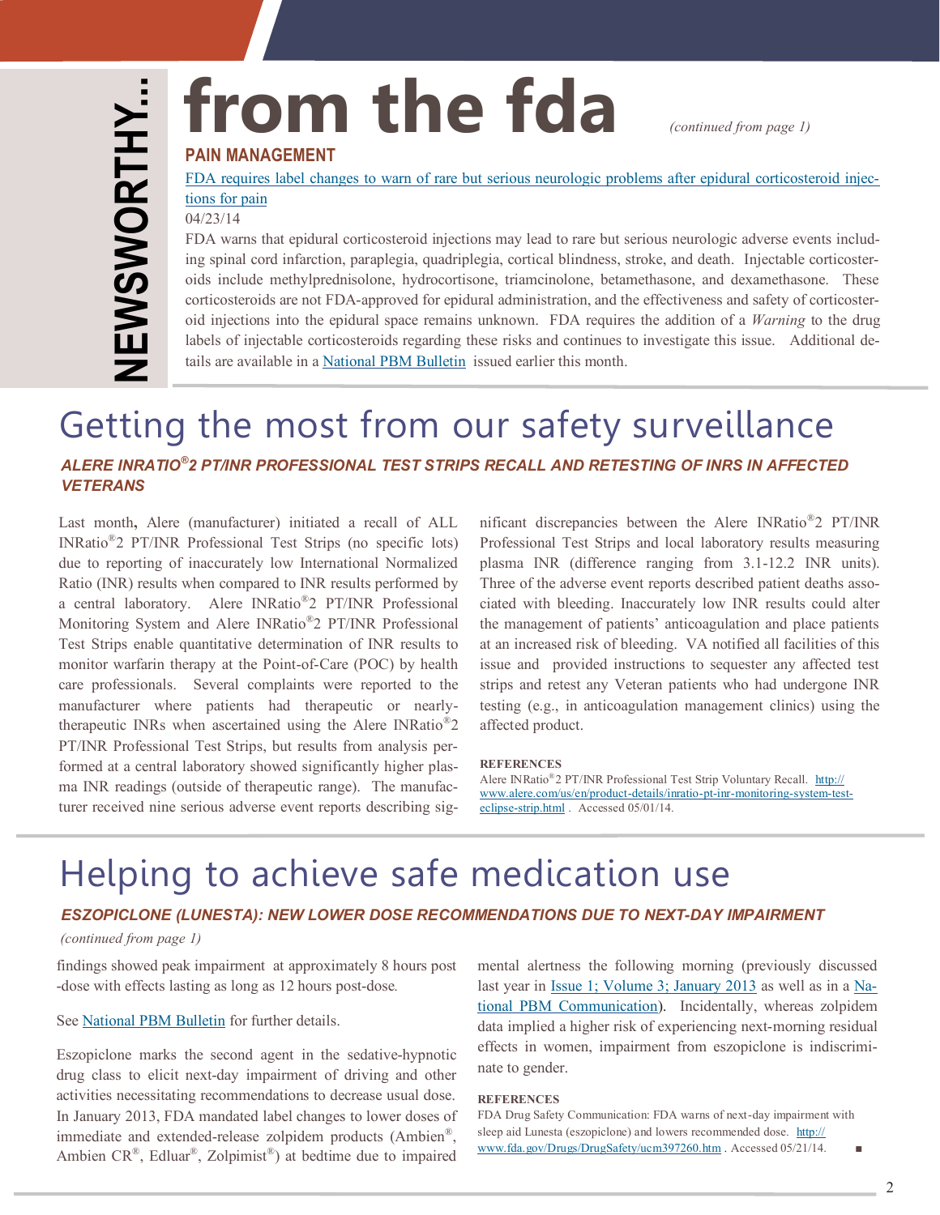NEWSWORTHY...

# from the fda

*(continued from page 1)*

## PAIN MANAGEMENT

[FDA requires label changes to warn of rare but serious neurologic problems after epidural corticosteroid injections for pain]

04/23/14

FDA warns that epidural corticosteroid injections may lead to rare but serious neurologic adverse events including spinal cord infarction, paraplegia, quadriplegia, cortical blindness, stroke, and death. Injectable corticosteroids include methylprednisolone, hydrocortisone, triamcinolone, betamethasone, and dexamethasone. These corticosteroids are not FDA-approved for epidural administration, and the effectiveness and safety of corticosteroid injections into the epidural space remains unknown. FDA requires the addition of a *Warning* to the drug labels of injectable corticosteroids regarding these risks and continues to investigate this issue. Additional details are available in a National PBM Bulletin issued earlier this month.

# Getting the most from our safety surveillance

### *ALERE INRATIO®2 PT/INR PROFESSIONAL TEST STRIPS RECALL AND RETESTING OF INRS IN AFFECTED VETERANS*

Last month**,** Alere (manufacturer) initiated a recall of ALL INRatio®2 PT/INR Professional Test Strips (no specific lots) due to reporting of inaccurately low International Normalized Ratio (INR) results when compared to INR results performed by a central laboratory. Alere INRatio®2 PT/INR Professional Monitoring System and Alere INRatio®2 PT/INR Professional Test Strips enable quantitative determination of INR results to monitor warfarin therapy at the Point-of-Care (POC) by health care professionals. Several complaints were reported to the manufacturer where patients had therapeutic or nearly-therapeutic INRs when ascertained using the Alere INRatio®2 PT/INR Professional Test Strips, but results from analysis performed at a central laboratory showed significantly higher plasma INR readings (outside of therapeutic range). The manufacturer received nine serious adverse event reports describing significant discrepancies between the Alere INRatio®2 PT/INR Professional Test Strips and local laboratory results measuring plasma INR (difference ranging from 3.1-12.2 INR units). Three of the adverse event reports described patient deaths associated with bleeding. Inaccurately low INR results could alter the management of patients' anticoagulation and place patients at an increased risk of bleeding. VA notified all facilities of this issue and provided instructions to sequester any affected test strips and retest any Veteran patients who had undergone INR testing (e.g., in anticoagulation management clinics) using the affected product.

**REFERENCES**

Alere INRatio®2 PT/INR Professional Test Strip Voluntary Recall. http://www.alere.com/us/en/product-details/inratio-pt-inr-monitoring-system-test-eclipse-strip.html . Accessed 05/01/14.

# Helping to achieve safe medication use

### *ESZOPICLONE (LUNESTA): NEW LOWER DOSE RECOMMENDATIONS DUE TO NEXT-DAY IMPAIRMENT*

*(continued from page 1)*

findings showed peak impairment at approximately 8 hours post-dose with effects lasting as long as 12 hours post-dose.

See National PBM Bulletin for further details.

Eszopiclone marks the second agent in the sedative-hypnotic drug class to elicit next-day impairment of driving and other activities necessitating recommendations to decrease usual dose. In January 2013, FDA mandated label changes to lower doses of immediate and extended-release zolpidem products (Ambien®, Ambien CR®, Edluar®, Zolpimist®) at bedtime due to impaired mental alertness the following morning (previously discussed last year in Issue 1; Volume 3; January 2013 as well as in a National PBM Communication). Incidentally, whereas zolpidem data implied a higher risk of experiencing next-morning residual effects in women, impairment from eszopiclone is indiscriminate to gender.

**REFERENCES**

FDA Drug Safety Communication: FDA warns of next-day impairment with sleep aid Lunesta (eszopiclone) and lowers recommended dose. http://www.fda.gov/Drugs/DrugSafety/ucm397260.htm . Accessed 05/21/14. ■